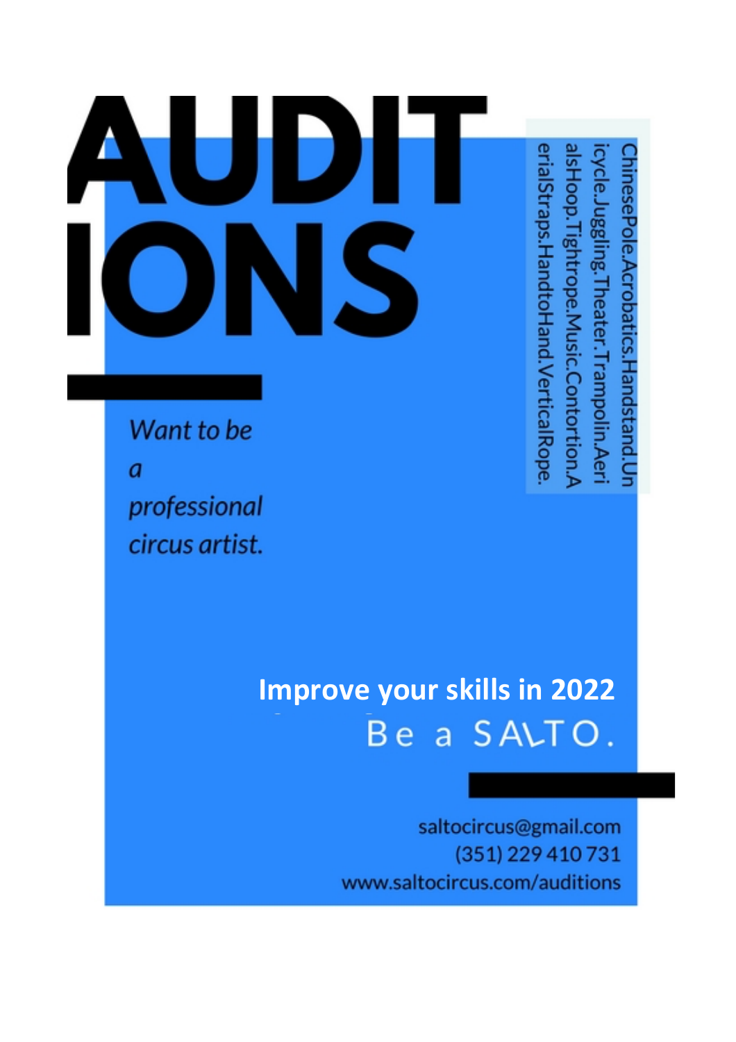# AUDITIONS

*Want to be a professional circus artist.*

ChinesePole.Acrobatics.Handstand.Unicycle.Juggling.Theater.Trampolin.AerialsHoop.Tightrope.Music.Contortion.AerialStraps.HandtoHand.VerticalRope.

**Improve your skills in 2022**

Be a SALTO.

saltocircus@gmail.com
(351) 229 410 731
www.saltocircus.com/auditions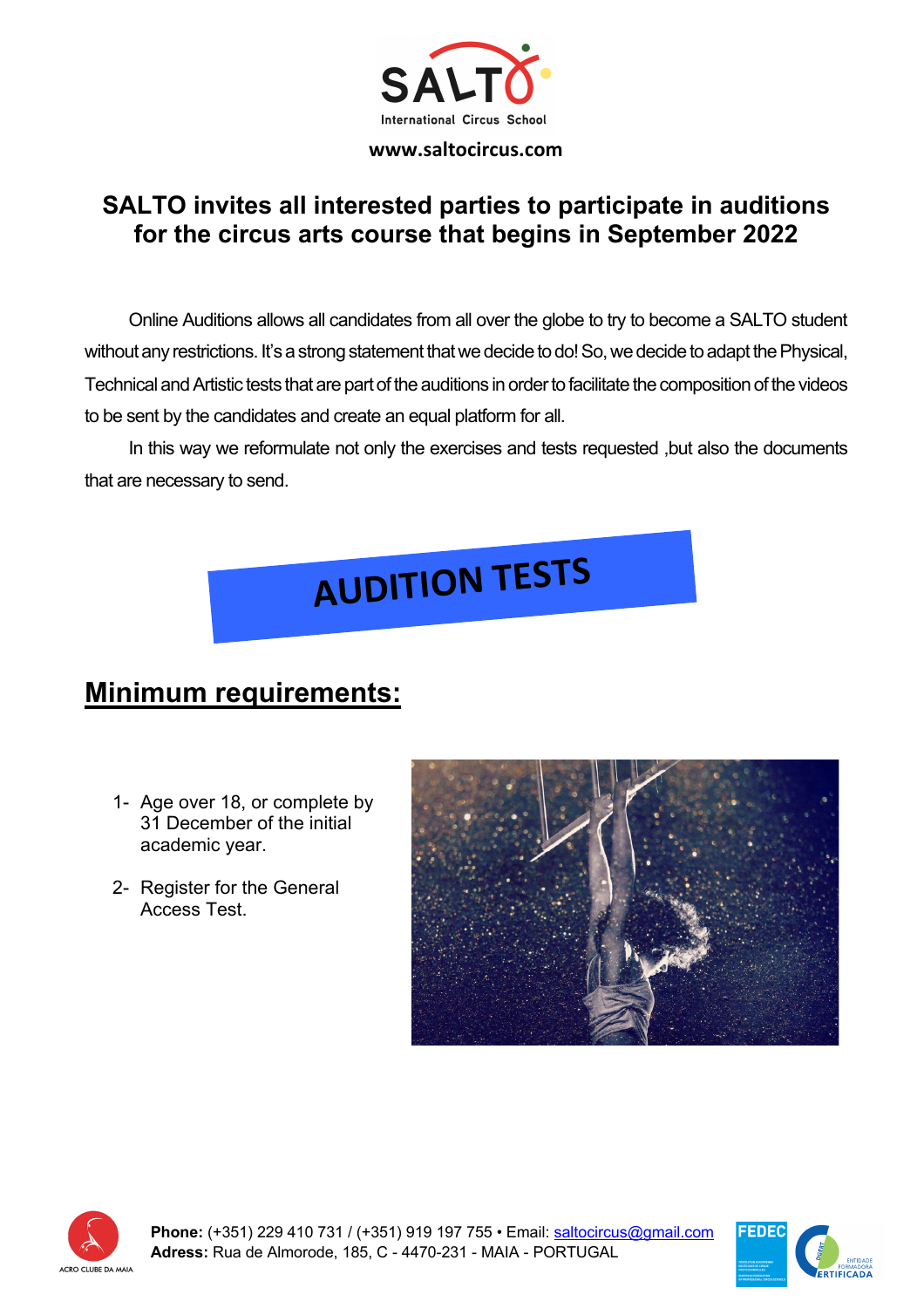www.saltocircus.com

## SALTO invites all interested parties to participate in auditions for the circus arts course that begins in September 2022

Online Auditions allows all candidates from all over the globe to try to become a SALTO student without any restrictions. It's a strong statement that we decide to do! So, we decide to adapt the Physical, Technical and Artistic tests that are part of the auditions in order to facilitate the composition of the videos to be sent by the candidates and create an equal platform for all.

In this way we reformulate not only the exercises and tests requested ,but also the documents that are necessary to send.

# AUDITION TESTS

## Minimum requirements:

1- Age over 18, or complete by 31 December of the initial academic year.

2- Register for the General Access Test.

**Phone:** (+351) 229 410 731 / (+351) 919 197 755 • Email: saltocircus@gmail.com
**Adress:** Rua de Almorode, 185, C - 4470-231 - MAIA - PORTUGAL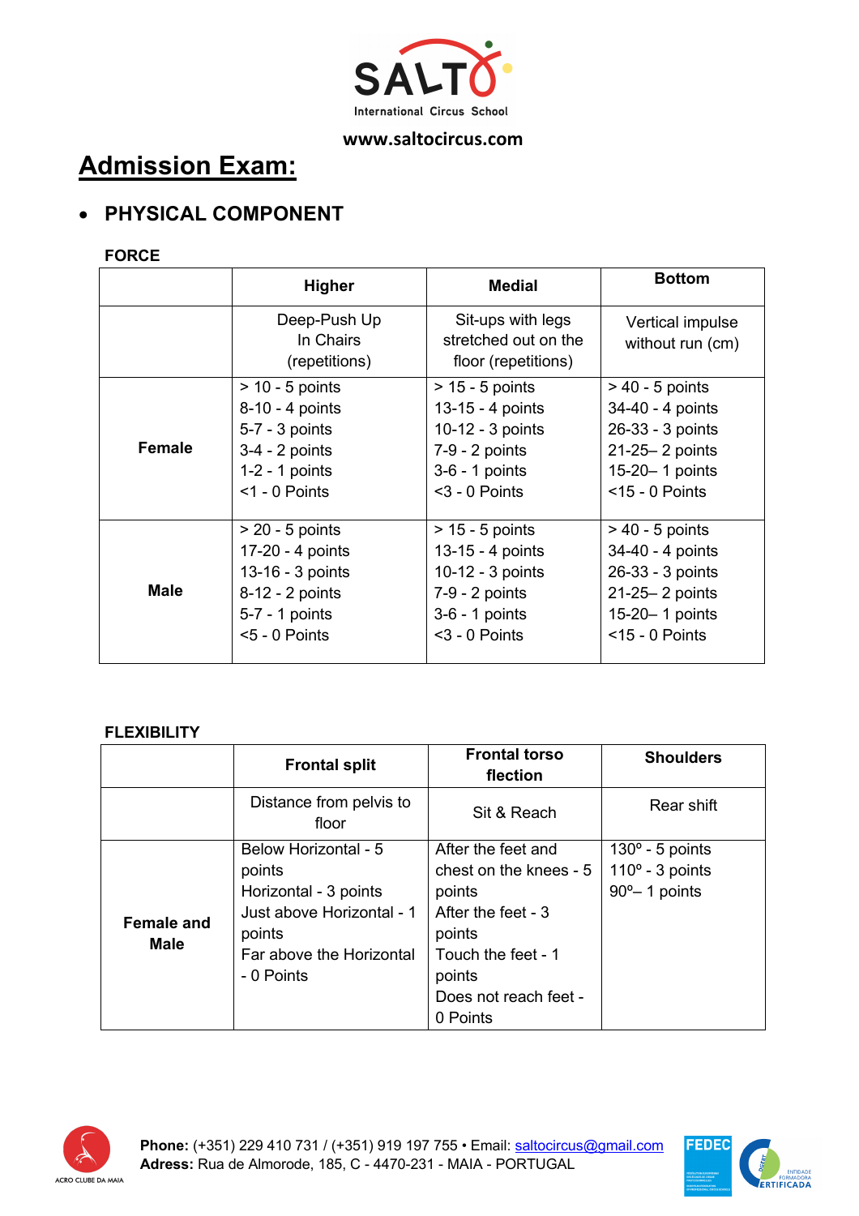# Admission Exam:

- **PHYSICAL COMPONENT**

**FORCE**

| | Higher | Medial | Bottom |
|---|---|---|---|
| | Deep-Push Up In Chairs (repetitions) | Sit-ups with legs stretched out on the floor (repetitions) | Vertical impulse without run (cm) |
| **Female** | > 10 - 5 points<br>8-10 - 4 points<br>5-7 - 3 points<br>3-4 - 2 points<br>1-2 - 1 points<br><1 - 0 Points | > 15 - 5 points<br>13-15 - 4 points<br>10-12 - 3 points<br>7-9 - 2 points<br>3-6 - 1 points<br><3 - 0 Points | > 40 - 5 points<br>34-40 - 4 points<br>26-33 - 3 points<br>21-25– 2 points<br>15-20– 1 points<br><15 - 0 Points |
| **Male** | > 20 - 5 points<br>17-20 - 4 points<br>13-16 - 3 points<br>8-12 - 2 points<br>5-7 - 1 points<br><5 - 0 Points | > 15 - 5 points<br>13-15 - 4 points<br>10-12 - 3 points<br>7-9 - 2 points<br>3-6 - 1 points<br><3 - 0 Points | > 40 - 5 points<br>34-40 - 4 points<br>26-33 - 3 points<br>21-25– 2 points<br>15-20– 1 points<br><15 - 0 Points |

**FLEXIBILITY**

| | Frontal split | Frontal torso flection | Shoulders |
|---|---|---|---|
| | Distance from pelvis to floor | Sit & Reach | Rear shift |
| **Female and Male** | Below Horizontal - 5 points<br>Horizontal - 3 points<br>Just above Horizontal - 1 points<br>Far above the Horizontal - 0 Points | After the feet and chest on the knees - 5 points<br>After the feet - 3 points<br>Touch the feet - 1 points<br>Does not reach feet - 0 Points | 130º - 5 points<br>110º - 3 points<br>90º– 1 points |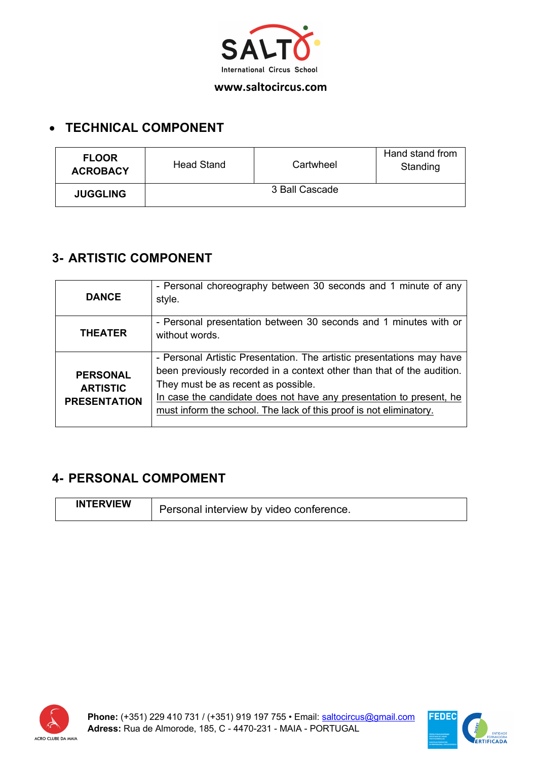- **TECHNICAL COMPONENT**

| | | | |
|---|---|---|---|
| **FLOOR ACROBACY** | Head Stand | Cartwheel | Hand stand from Standing |
| **JUGGLING** | 3 Ball Cascade | | |

## 3- ARTISTIC COMPONENT

| | |
|---|---|
| **DANCE** | - Personal choreography between 30 seconds and 1 minute of any style. |
| **THEATER** | - Personal presentation between 30 seconds and 1 minutes with or without words. |
| **PERSONAL ARTISTIC PRESENTATION** | - Personal Artistic Presentation. The artistic presentations may have been previously recorded in a context other than that of the audition. They must be as recent as possible.<br>In case the candidate does not have any presentation to present, he must inform the school. The lack of this proof is not eliminatory. |

## 4- PERSONAL COMPOMENT

| | |
|---|---|
| **INTERVIEW** | Personal interview by video conference. |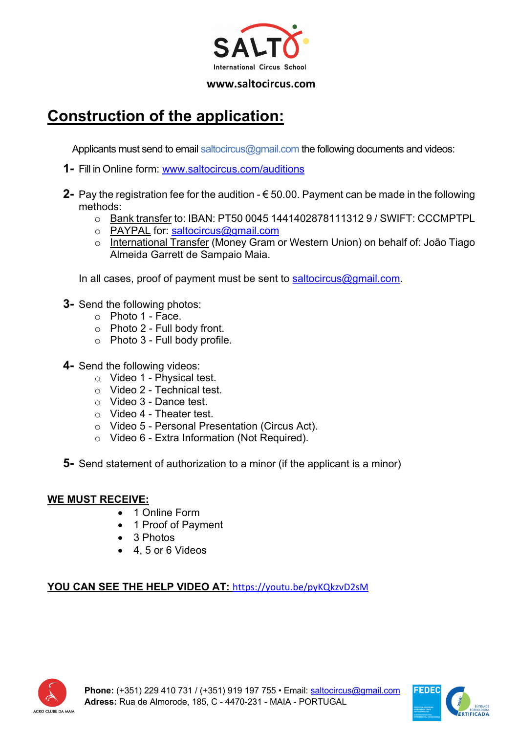SALTO International Circus School

www.saltocircus.com

# Construction of the application:

Applicants must send to email saltocircus@gmail.com the following documents and videos:

**1-** Fill in Online form: www.saltocircus.com/auditions

**2-** Pay the registration fee for the audition - € 50.00. Payment can be made in the following methods:

- Bank transfer to: IBAN: PT50 0045 1441402878111312 9 / SWIFT: CCCMPTPL
- PAYPAL for: saltocircus@gmail.com
- International Transfer (Money Gram or Western Union) on behalf of: João Tiago Almeida Garrett de Sampaio Maia.

In all cases, proof of payment must be sent to saltocircus@gmail.com.

**3-** Send the following photos:

- Photo 1 - Face.
- Photo 2 - Full body front.
- Photo 3 - Full body profile.

**4-** Send the following videos:

- Video 1 - Physical test.
- Video 2 - Technical test.
- Video 3 - Dance test.
- Video 4 - Theater test.
- Video 5 - Personal Presentation (Circus Act).
- Video 6 - Extra Information (Not Required).

**5-** Send statement of authorization to a minor (if the applicant is a minor)

**WE MUST RECEIVE:**

- 1 Online Form
- 1 Proof of Payment
- 3 Photos
- 4, 5 or 6 Videos

**YOU CAN SEE THE HELP VIDEO AT:** https://youtu.be/pyKQkzvD2sM

**Phone:** (+351) 229 410 731 / (+351) 919 197 755 • Email: saltocircus@gmail.com
**Adress:** Rua de Almorode, 185, C - 4470-231 - MAIA - PORTUGAL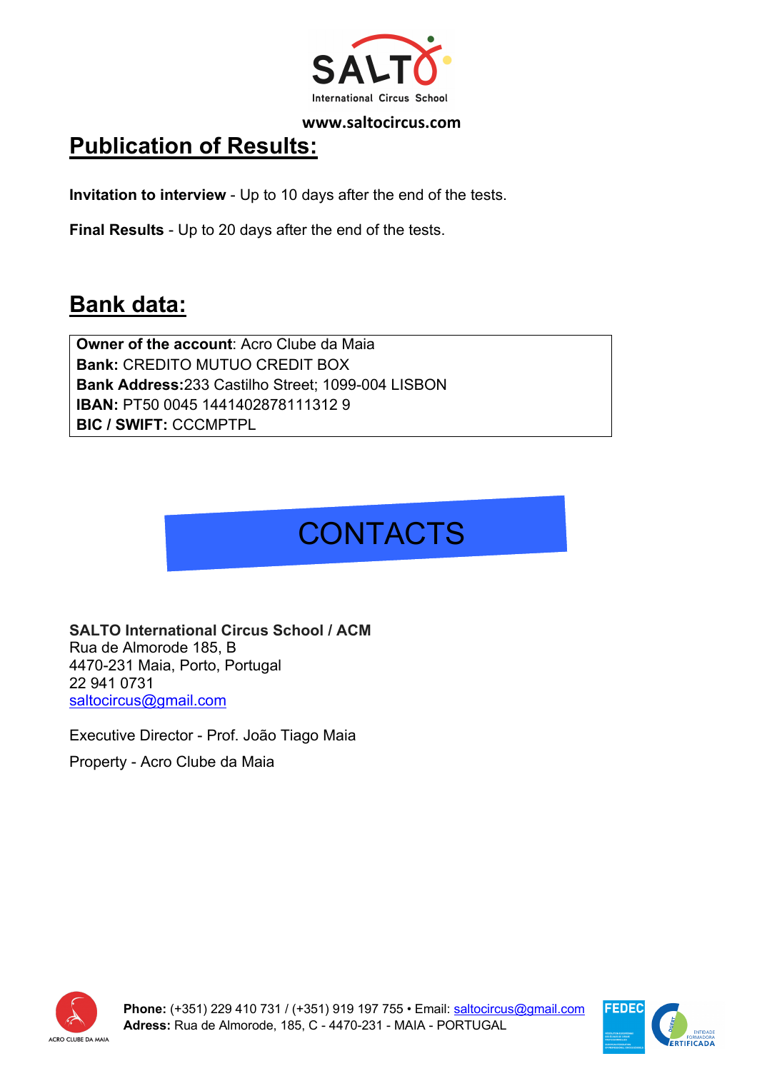## Publication of Results:

**Invitation to interview** - Up to 10 days after the end of the tests.

**Final Results** - Up to 20 days after the end of the tests.

## Bank data:

**Owner of the account**: Acro Clube da Maia
**Bank:** CREDITO MUTUO CREDIT BOX
**Bank Address:**233 Castilho Street; 1099-004 LISBON
**IBAN:** PT50 0045 1441402878111312 9
**BIC / SWIFT:** CCCMPTPL

# CONTACTS

**SALTO International Circus School / ACM**
Rua de Almorode 185, B
4470-231 Maia, Porto, Portugal
22 941 0731
saltocircus@gmail.com

Executive Director - Prof. João Tiago Maia

Property - Acro Clube da Maia